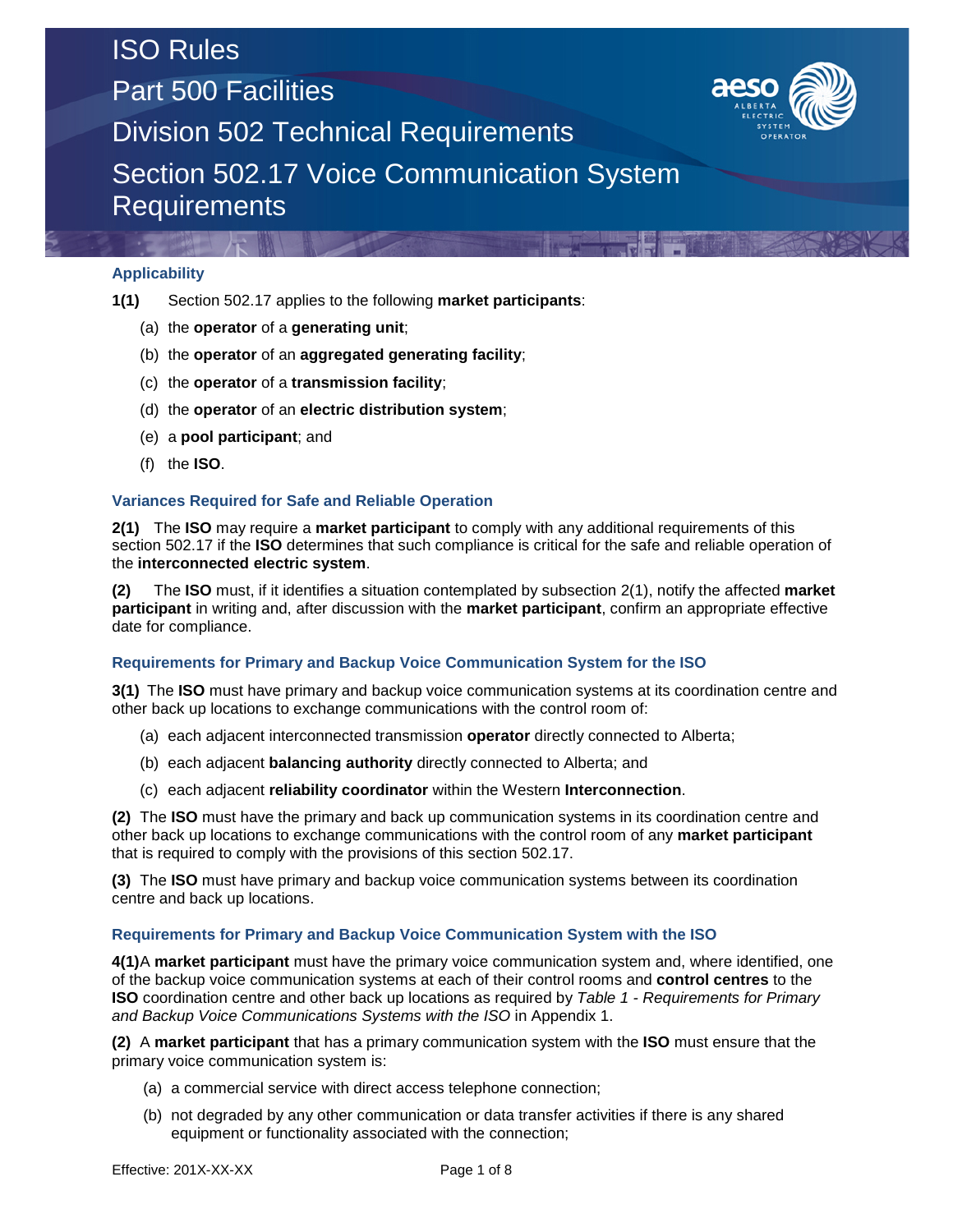# ISO Rules
# Part 500 Facilities
# Division 502 Technical Requirements
# Section 502.17 Voice Communication System Requirements

## Applicability

**1(1)** Section 502.17 applies to the following **market participants**:

(a) the **operator** of a **generating unit**;

(b) the **operator** of an **aggregated generating facility**;

(c) the **operator** of a **transmission facility**;

(d) the **operator** of an **electric distribution system**;

(e) a **pool participant**; and

(f) the **ISO**.

## Variances Required for Safe and Reliable Operation

**2(1)** The **ISO** may require a **market participant** to comply with any additional requirements of this section 502.17 if the **ISO** determines that such compliance is critical for the safe and reliable operation of the **interconnected electric system**.

**(2)** The **ISO** must, if it identifies a situation contemplated by subsection 2(1), notify the affected **market participant** in writing and, after discussion with the **market participant**, confirm an appropriate effective date for compliance.

## Requirements for Primary and Backup Voice Communication System for the ISO

**3(1)** The **ISO** must have primary and backup voice communication systems at its coordination centre and other back up locations to exchange communications with the control room of:

(a) each adjacent interconnected transmission **operator** directly connected to Alberta;

(b) each adjacent **balancing authority** directly connected to Alberta; and

(c) each adjacent **reliability coordinator** within the Western **Interconnection**.

**(2)** The **ISO** must have the primary and back up communication systems in its coordination centre and other back up locations to exchange communications with the control room of any **market participant** that is required to comply with the provisions of this section 502.17.

**(3)** The **ISO** must have primary and backup voice communication systems between its coordination centre and back up locations.

## Requirements for Primary and Backup Voice Communication System with the ISO

**4(1)** A **market participant** must have the primary voice communication system and, where identified, one of the backup voice communication systems at each of their control rooms and **control centres** to the **ISO** coordination centre and other back up locations as required by *Table 1 - Requirements for Primary and Backup Voice Communications Systems with the ISO* in Appendix 1.

**(2)** A **market participant** that has a primary communication system with the **ISO** must ensure that the primary voice communication system is:

(a) a commercial service with direct access telephone connection;

(b) not degraded by any other communication or data transfer activities if there is any shared equipment or functionality associated with the connection;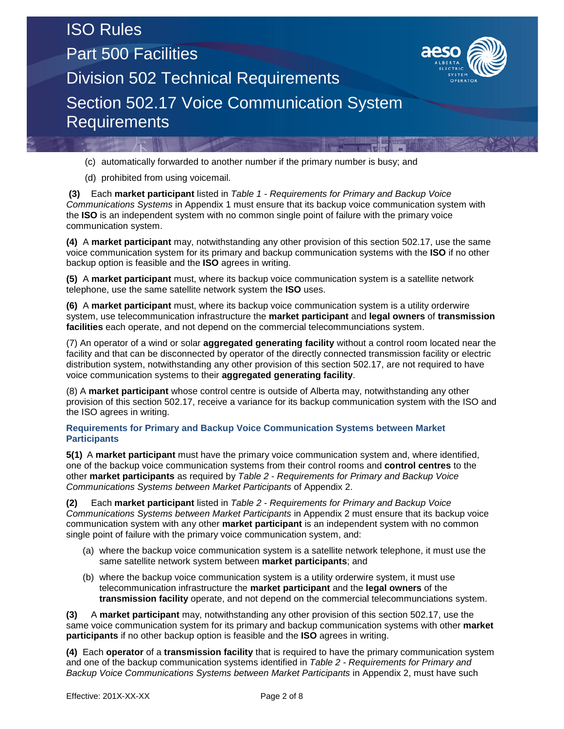(c) automatically forwarded to another number if the primary number is busy; and

(d) prohibited from using voicemail.

**(3)** Each **market participant** listed in *Table 1 - Requirements for Primary and Backup Voice Communications Systems* in Appendix 1 must ensure that its backup voice communication system with the **ISO** is an independent system with no common single point of failure with the primary voice communication system.

**(4)** A **market participant** may, notwithstanding any other provision of this section 502.17, use the same voice communication system for its primary and backup communication systems with the **ISO** if no other backup option is feasible and the **ISO** agrees in writing.

**(5)** A **market participant** must, where its backup voice communication system is a satellite network telephone, use the same satellite network system the **ISO** uses.

**(6)** A **market participant** must, where its backup voice communication system is a utility orderwire system, use telecommunication infrastructure the **market participant** and **legal owners** of **transmission facilities** each operate, and not depend on the commercial telecommunciations system.

(7) An operator of a wind or solar **aggregated generating facility** without a control room located near the facility and that can be disconnected by operator of the directly connected transmission facility or electric distribution system, notwithstanding any other provision of this section 502.17, are not required to have voice communication systems to their **aggregated generating facility**.

(8) A **market participant** whose control centre is outside of Alberta may, notwithstanding any other provision of this section 502.17, receive a variance for its backup communication system with the ISO and the ISO agrees in writing.

### Requirements for Primary and Backup Voice Communication Systems between Market Participants

**5(1)** A **market participant** must have the primary voice communication system and, where identified, one of the backup voice communication systems from their control rooms and **control centres** to the other **market participants** as required by *Table 2 - Requirements for Primary and Backup Voice Communications Systems between Market Participants* of Appendix 2.

**(2)** Each **market participant** listed in *Table 2 - Requirements for Primary and Backup Voice Communications Systems between Market Participants* in Appendix 2 must ensure that its backup voice communication system with any other **market participant** is an independent system with no common single point of failure with the primary voice communication system, and:

(a) where the backup voice communication system is a satellite network telephone, it must use the same satellite network system between **market participants**; and

(b) where the backup voice communication system is a utility orderwire system, it must use telecommunication infrastructure the **market participant** and the **legal owners** of the **transmission facility** operate, and not depend on the commercial telecommunciations system.

**(3)** A **market participant** may, notwithstanding any other provision of this section 502.17, use the same voice communication system for its primary and backup communication systems with other **market participants** if no other backup option is feasible and the **ISO** agrees in writing.

**(4)** Each **operator** of a **transmission facility** that is required to have the primary communication system and one of the backup communication systems identified in *Table 2 - Requirements for Primary and Backup Voice Communications Systems between Market Participants* in Appendix 2, must have such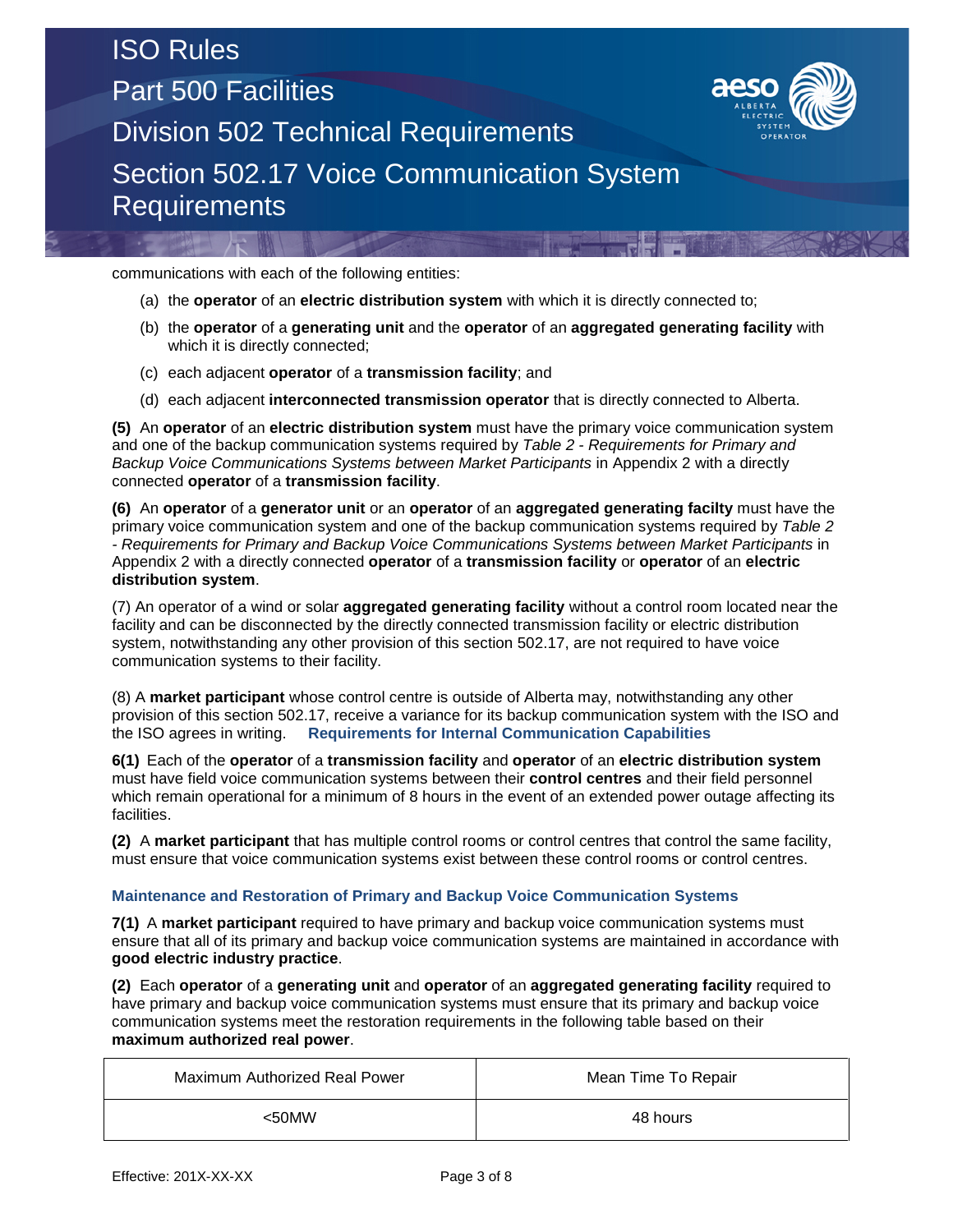communications with each of the following entities:

(a) the **operator** of an **electric distribution system** with which it is directly connected to;

(b) the **operator** of a **generating unit** and the **operator** of an **aggregated generating facility** with which it is directly connected;

(c) each adjacent **operator** of a **transmission facility**; and

(d) each adjacent **interconnected transmission operator** that is directly connected to Alberta.

**(5)** An **operator** of an **electric distribution system** must have the primary voice communication system and one of the backup communication systems required by *Table 2 - Requirements for Primary and Backup Voice Communications Systems between Market Participants* in Appendix 2 with a directly connected **operator** of a **transmission facility**.

**(6)** An **operator** of a **generator unit** or an **operator** of an **aggregated generating facilty** must have the primary voice communication system and one of the backup communication systems required by *Table 2 - Requirements for Primary and Backup Voice Communications Systems between Market Participants* in Appendix 2 with a directly connected **operator** of a **transmission facility** or **operator** of an **electric distribution system**.

(7) An operator of a wind or solar **aggregated generating facility** without a control room located near the facility and can be disconnected by the directly connected transmission facility or electric distribution system, notwithstanding any other provision of this section 502.17, are not required to have voice communication systems to their facility.

(8) A **market participant** whose control centre is outside of Alberta may, notwithstanding any other provision of this section 502.17, receive a variance for its backup communication system with the ISO and the ISO agrees in writing.

### Requirements for Internal Communication Capabilities

**6(1)** Each of the **operator** of a **transmission facility** and **operator** of an **electric distribution system** must have field voice communication systems between their **control centres** and their field personnel which remain operational for a minimum of 8 hours in the event of an extended power outage affecting its facilities.

**(2)** A **market participant** that has multiple control rooms or control centres that control the same facility, must ensure that voice communication systems exist between these control rooms or control centres.

### Maintenance and Restoration of Primary and Backup Voice Communication Systems

**7(1)** A **market participant** required to have primary and backup voice communication systems must ensure that all of its primary and backup voice communication systems are maintained in accordance with **good electric industry practice**.

**(2)** Each **operator** of a **generating unit** and **operator** of an **aggregated generating facility** required to have primary and backup voice communication systems must ensure that its primary and backup voice communication systems meet the restoration requirements in the following table based on their **maximum authorized real power**.

| Maximum Authorized Real Power | Mean Time To Repair |
|---|---|
| <50MW | 48 hours |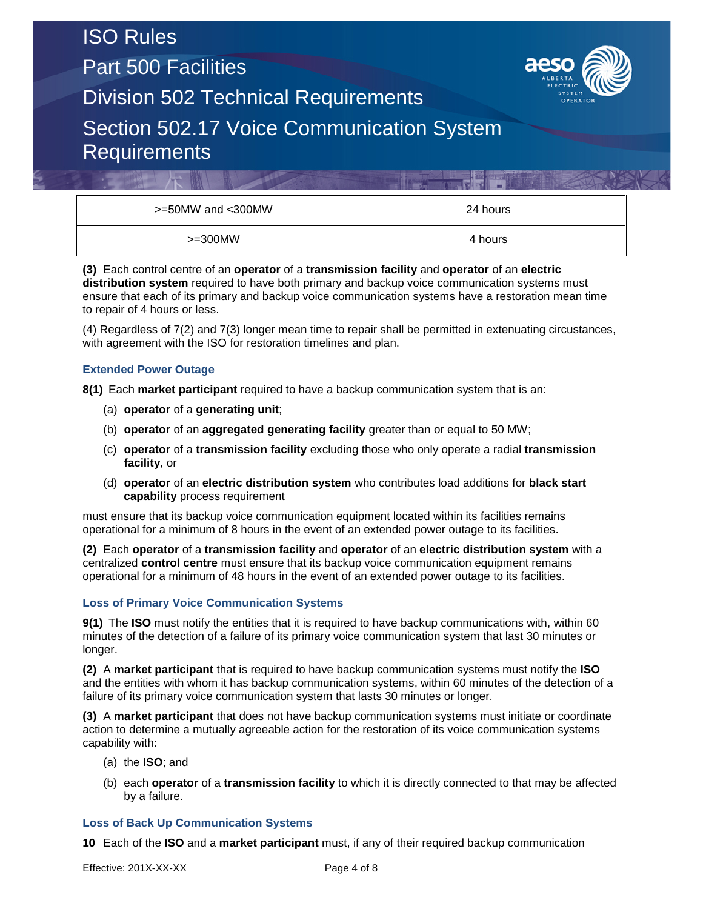| >=50MW and <300MW | 24 hours |
| --- | --- |
| >=300MW | 4 hours |

**(3)** Each control centre of an **operator** of a **transmission facility** and **operator** of an **electric distribution system** required to have both primary and backup voice communication systems must ensure that each of its primary and backup voice communication systems have a restoration mean time to repair of 4 hours or less.

(4) Regardless of 7(2) and 7(3) longer mean time to repair shall be permitted in extenuating circustances, with agreement with the ISO for restoration timelines and plan.

### Extended Power Outage

**8(1)** Each **market participant** required to have a backup communication system that is an:

(a) **operator** of a **generating unit**;

(b) **operator** of an **aggregated generating facility** greater than or equal to 50 MW;

(c) **operator** of a **transmission facility** excluding those who only operate a radial **transmission facility**, or

(d) **operator** of an **electric distribution system** who contributes load additions for **black start capability** process requirement

must ensure that its backup voice communication equipment located within its facilities remains operational for a minimum of 8 hours in the event of an extended power outage to its facilities.

**(2)** Each **operator** of a **transmission facility** and **operator** of an **electric distribution system** with a centralized **control centre** must ensure that its backup voice communication equipment remains operational for a minimum of 48 hours in the event of an extended power outage to its facilities.

### Loss of Primary Voice Communication Systems

**9(1)** The **ISO** must notify the entities that it is required to have backup communications with, within 60 minutes of the detection of a failure of its primary voice communication system that last 30 minutes or longer.

**(2)** A **market participant** that is required to have backup communication systems must notify the **ISO** and the entities with whom it has backup communication systems, within 60 minutes of the detection of a failure of its primary voice communication system that lasts 30 minutes or longer.

**(3)** A **market participant** that does not have backup communication systems must initiate or coordinate action to determine a mutually agreeable action for the restoration of its voice communication systems capability with:

(a) the **ISO**; and

(b) each **operator** of a **transmission facility** to which it is directly connected to that may be affected by a failure.

### Loss of Back Up Communication Systems

**10** Each of the **ISO** and a **market participant** must, if any of their required backup communication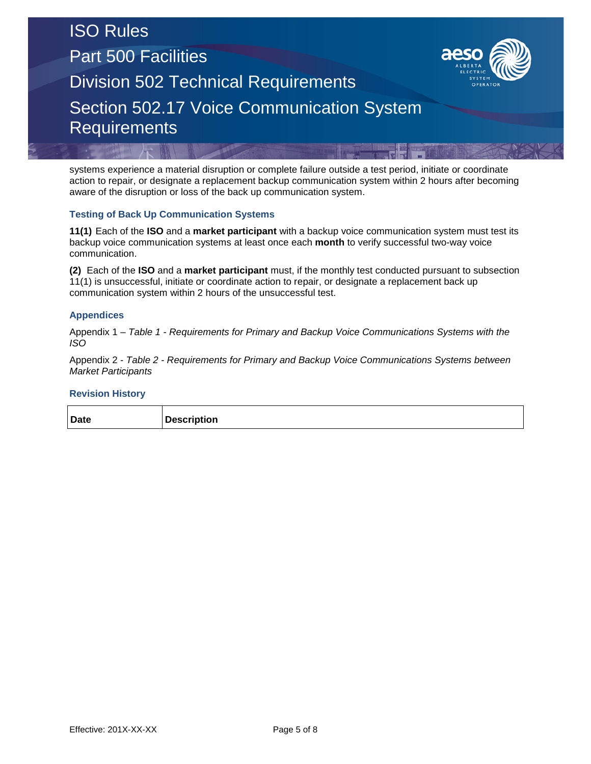systems experience a material disruption or complete failure outside a test period, initiate or coordinate action to repair, or designate a replacement backup communication system within 2 hours after becoming aware of the disruption or loss of the back up communication system.

### Testing of Back Up Communication Systems

**11(1)** Each of the **ISO** and a **market participant** with a backup voice communication system must test its backup voice communication systems at least once each **month** to verify successful two-way voice communication.

**(2)** Each of the **ISO** and a **market participant** must, if the monthly test conducted pursuant to subsection 11(1) is unsuccessful, initiate or coordinate action to repair, or designate a replacement back up communication system within 2 hours of the unsuccessful test.

### Appendices

Appendix 1 – *Table 1 - Requirements for Primary and Backup Voice Communications Systems with the ISO*

Appendix 2 - *Table 2 - Requirements for Primary and Backup Voice Communications Systems between Market Participants*

### Revision History

| **Date** | **Description** |
|---|---|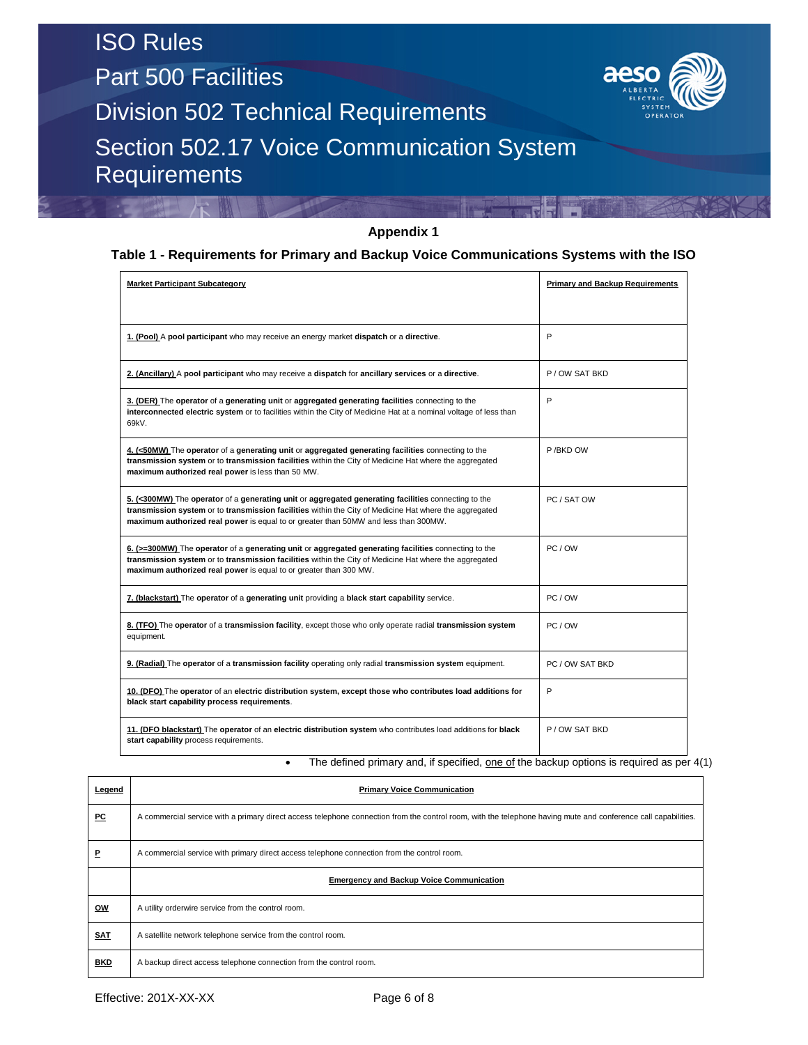## Appendix 1

### Table 1 - Requirements for Primary and Backup Voice Communications Systems with the ISO

| Market Participant Subcategory | Primary and Backup Requirements |
|---|---|
| 1. (Pool) A **pool participant** who may receive an energy market **dispatch** or a **directive**. | P |
| 2. (Ancillary) A **pool participant** who may receive a **dispatch** for **ancillary services** or a **directive**. | P / OW SAT BKD |
| 3. (DER) The **operator** of a **generating unit** or **aggregated generating facilities** connecting to the **interconnected electric system** or to facilities within the City of Medicine Hat at a nominal voltage of less than 69kV. | P |
| 4. (<50MW) The **operator** of a **generating unit** or **aggregated generating facilities** connecting to the **transmission system** or to **transmission facilities** within the City of Medicine Hat where the aggregated **maximum authorized real power** is less than 50 MW. | P /BKD OW |
| 5. (<300MW) The **operator** of a **generating unit** or **aggregated generating facilities** connecting to the **transmission system** or to **transmission facilities** within the City of Medicine Hat where the aggregated **maximum authorized real power** is equal to or greater than 50MW and less than 300MW. | PC / SAT OW |
| 6. (>=300MW) The **operator** of a **generating unit** or **aggregated generating facilities** connecting to the **transmission system** or to **transmission facilities** within the City of Medicine Hat where the aggregated **maximum authorized real power** is equal to or greater than 300 MW. | PC / OW |
| 7. (blackstart) The **operator** of a **generating unit** providing a **black start capability** service. | PC / OW |
| 8. (TFO) The **operator** of a **transmission facility**, except those who only operate radial **transmission system** equipment. | PC / OW |
| 9. (Radial) The **operator** of a **transmission facility** operating only radial **transmission system** equipment. | PC / OW SAT BKD |
| 10. (DFO) The **operator** of an **electric distribution system, except those who contributes load additions for black start capability process requirements**. | P |
| 11. (DFO blackstart) The **operator** of an **electric distribution system** who contributes load additions for **black start capability** process requirements. | P / OW SAT BKD |

- The defined primary and, if specified, one of the backup options is required as per 4(1)

| Legend | Primary Voice Communication |
|---|---|
| PC | A commercial service with a primary direct access telephone connection from the control room, with the telephone having mute and conference call capabilities. |
| P | A commercial service with primary direct access telephone connection from the control room. |
| | **Emergency and Backup Voice Communication** |
| OW | A utility orderwire service from the control room. |
| SAT | A satellite network telephone service from the control room. |
| BKD | A backup direct access telephone connection from the control room. |

Effective: 201X-XX-XX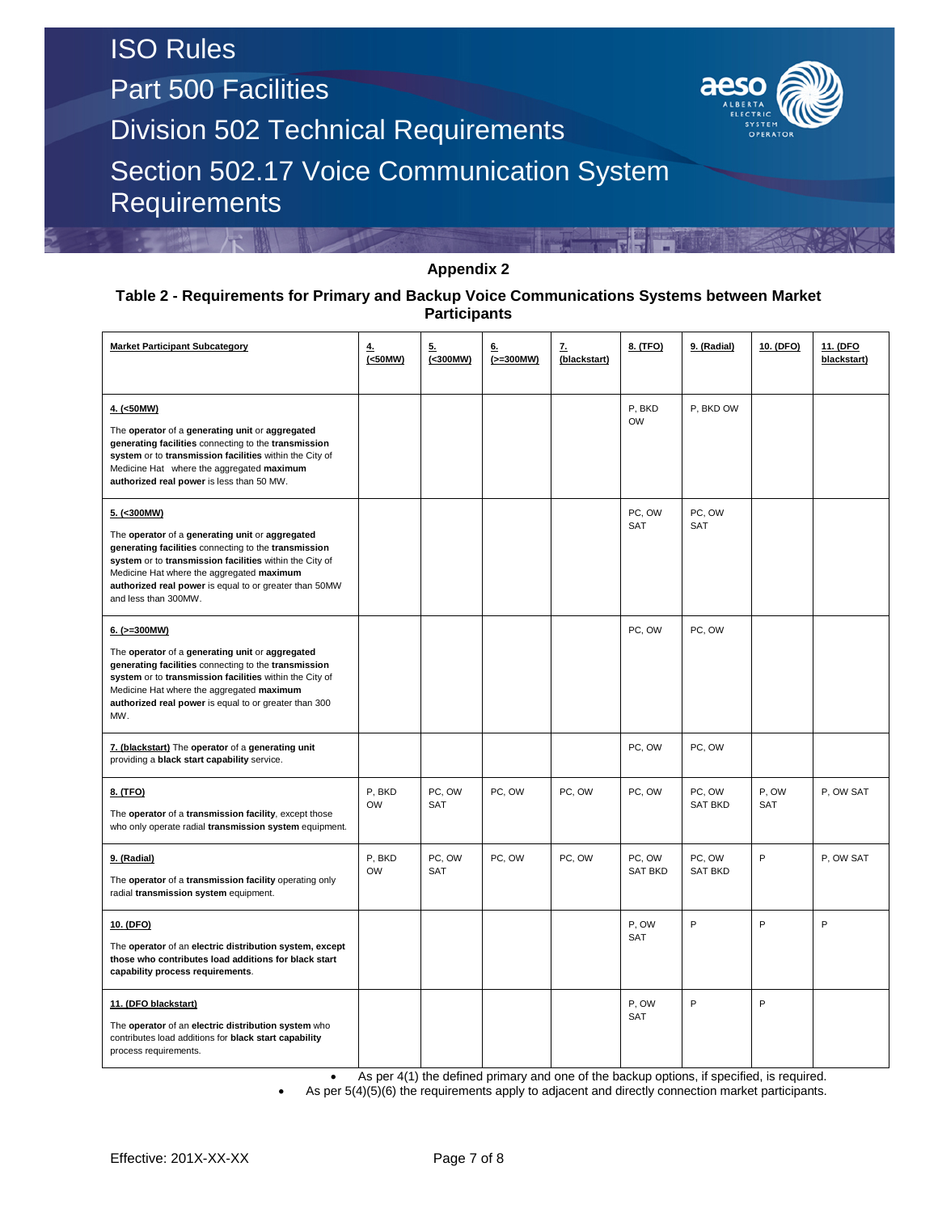## Appendix 2

### Table 2 - Requirements for Primary and Backup Voice Communications Systems between Market Participants

| Market Participant Subcategory | 4. (<50MW) | 5. (<300MW) | 6. (>=300MW) | 7. (blackstart) | 8. (TFO) | 9. (Radial) | 10. (DFO) | 11. (DFO blackstart) |
|---|---|---|---|---|---|---|---|---|
| **4. (<50MW)**<br>The **operator** of a **generating unit** or **aggregated generating facilities** connecting to the **transmission system** or to **transmission facilities** within the City of Medicine Hat where the aggregated **maximum authorized real power** is less than 50 MW. | | | | | P, BKD OW | P, BKD OW | | |
| **5. (<300MW)**<br>The **operator** of a **generating unit** or **aggregated generating facilities** connecting to the **transmission system** or to **transmission facilities** within the City of Medicine Hat where the aggregated **maximum authorized real power** is equal to or greater than 50MW and less than 300MW. | | | | | PC, OW SAT | PC, OW SAT | | |
| **6. (>=300MW)**<br>The **operator** of a **generating unit** or **aggregated generating facilities** connecting to the **transmission system** or to **transmission facilities** within the City of Medicine Hat where the aggregated **maximum authorized real power** is equal to or greater than 300 MW. | | | | | PC, OW | PC, OW | | |
| **7. (blackstart)** The **operator** of a **generating unit** providing a **black start capability** service. | | | | | PC, OW | PC, OW | | |
| **8. (TFO)**<br>The **operator** of a **transmission facility**, except those who only operate radial **transmission system** equipment. | P, BKD OW | PC, OW SAT | PC, OW | PC, OW | PC, OW | PC, OW SAT BKD | P, OW SAT | P, OW SAT |
| **9. (Radial)**<br>The **operator** of a **transmission facility** operating only radial **transmission system** equipment. | P, BKD OW | PC, OW SAT | PC, OW | PC, OW | PC, OW SAT BKD | PC, OW SAT BKD | P | P, OW SAT |
| **10. (DFO)**<br>The **operator** of an **electric distribution system, except those who contributes load additions for black start capability process requirements**. | | | | | P, OW SAT | P | P | P |
| **11. (DFO blackstart)**<br>The **operator** of an **electric distribution system** who contributes load additions for **black start capability** process requirements. | | | | | P, OW SAT | P | P | |

- As per 4(1) the defined primary and one of the backup options, if specified, is required.
- As per 5(4)(5)(6) the requirements apply to adjacent and directly connection market participants.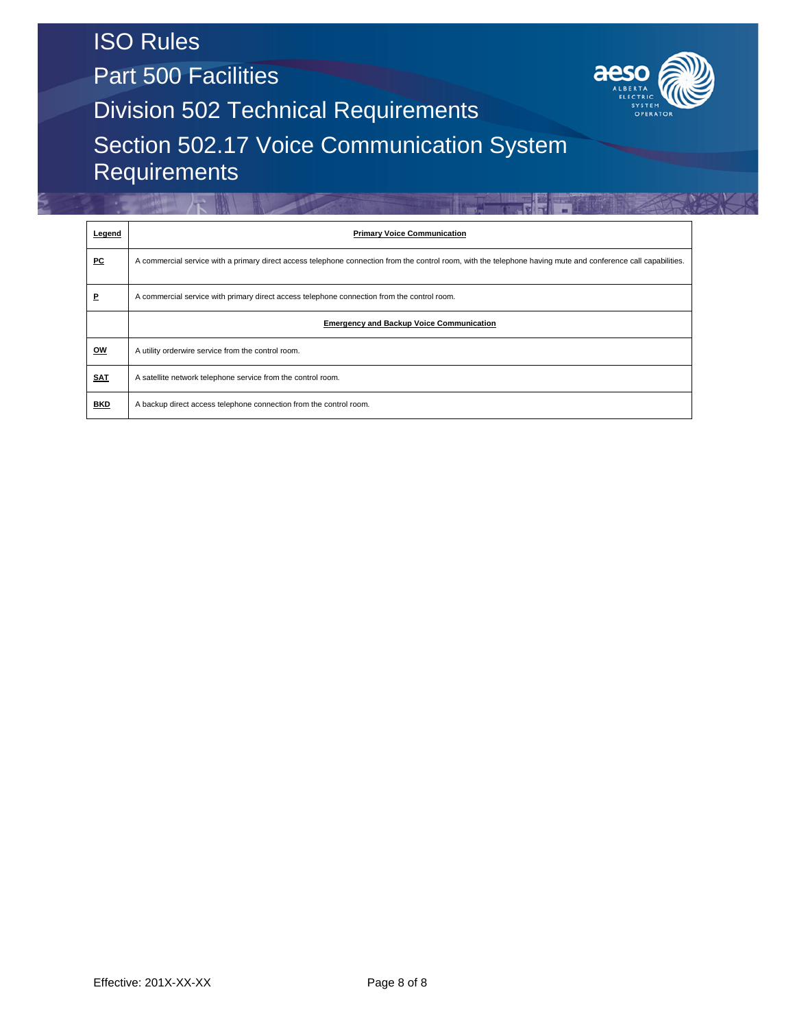| Legend | Primary Voice Communication |
| --- | --- |
| PC | A commercial service with a primary direct access telephone connection from the control room, with the telephone having mute and conference call capabilities. |
| P | A commercial service with primary direct access telephone connection from the control room. |
| | **Emergency and Backup Voice Communication** |
| OW | A utility orderwire service from the control room. |
| SAT | A satellite network telephone service from the control room. |
| BKD | A backup direct access telephone connection from the control room. |

Effective: 201X-XX-XX